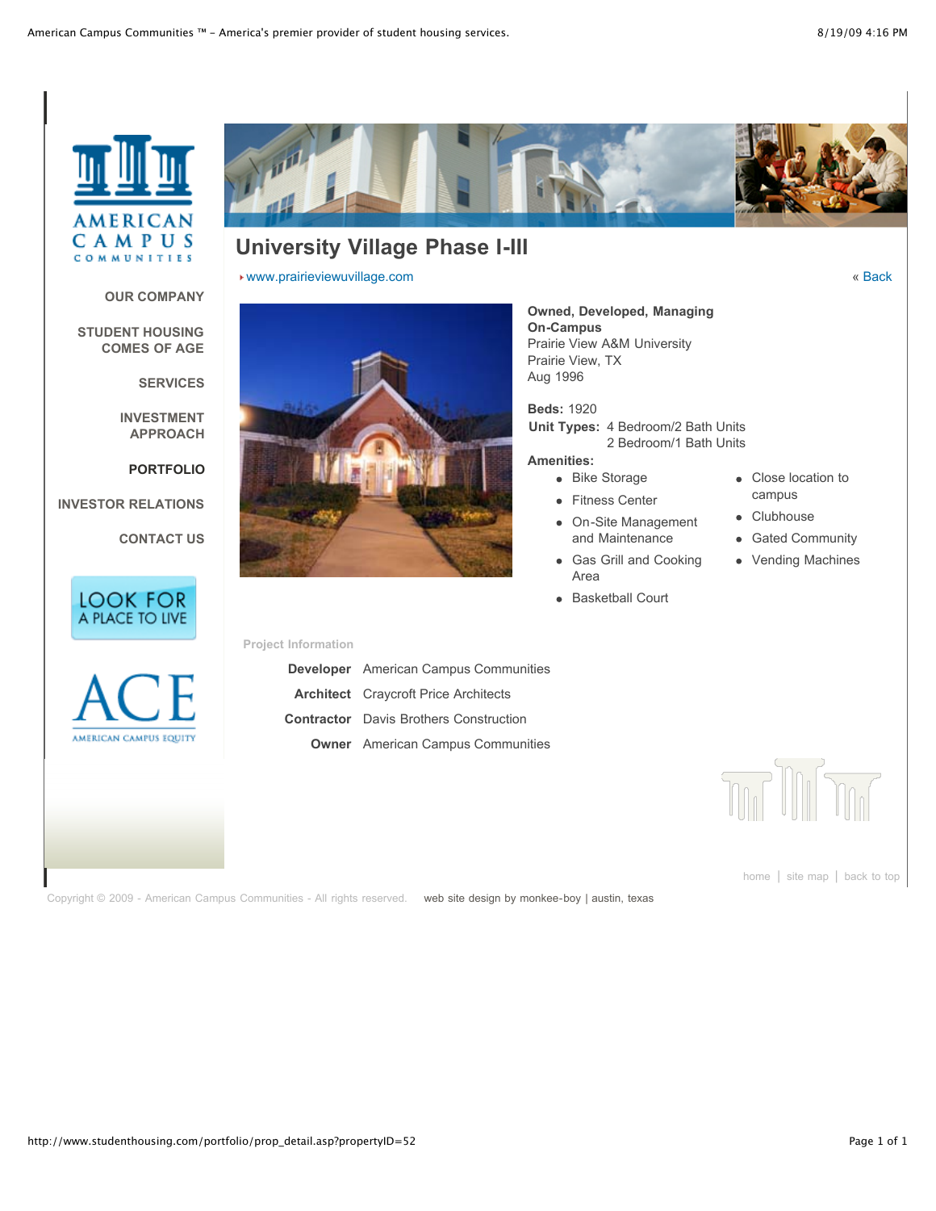OUR COMPANY

STUDENT HOUSING COMES OF AGE

SERVICES

INVESTMENT APPROACH

PORTFOLIO

INVESTOR RELATIONS

CONTACT US

# University Village Phase I-III

www.prairieviewuvillage.com

« Back

**Owned, Developed, Managing**
**On-Campus**
Prairie View A&M University
Prairie View, TX
Aug 1996

**Beds:** 1920

**Unit Types:** 4 Bedroom/2 Bath Units
2 Bedroom/1 Bath Units

**Amenities:**

- Bike Storage
- Fitness Center
- On-Site Management and Maintenance
- Gas Grill and Cooking Area
- Basketball Court
- Close location to campus
- Clubhouse
- Gated Community
- Vending Machines

Project Information

| | |
|---|---|
| **Developer** | American Campus Communities |
| **Architect** | Craycroft Price Architects |
| **Contractor** | Davis Brothers Construction |
| **Owner** | American Campus Communities |

home | site map | back to top

Copyright © 2009 - American Campus Communities - All rights reserved. web site design by monkee-boy | austin, texas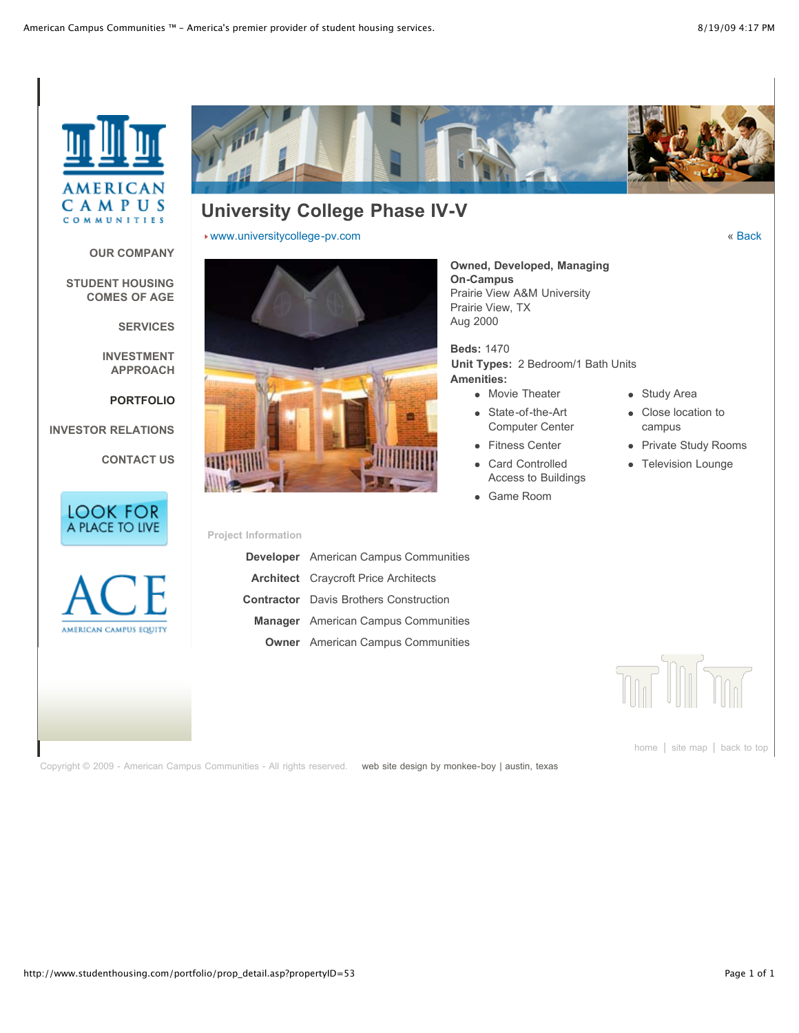OUR COMPANY

STUDENT HOUSING COMES OF AGE

SERVICES

INVESTMENT APPROACH

PORTFOLIO

INVESTOR RELATIONS

CONTACT US

LOOK FOR A PLACE TO LIVE

ACE AMERICAN CAMPUS EQUITY

# University College Phase IV-V

www.universitycollege-pv.com

« Back

**Owned, Developed, Managing**
**On-Campus**
Prairie View A&M University
Prairie View, TX
Aug 2000

**Beds:** 1470
**Unit Types:** 2 Bedroom/1 Bath Units
**Amenities:**

- Movie Theater
- State-of-the-Art Computer Center
- Fitness Center
- Card Controlled Access to Buildings
- Game Room
- Study Area
- Close location to campus
- Private Study Rooms
- Television Lounge

Project Information

| | |
|---|---|
| **Developer** | American Campus Communities |
| **Architect** | Craycroft Price Architects |
| **Contractor** | Davis Brothers Construction |
| **Manager** | American Campus Communities |
| **Owner** | American Campus Communities |

home | site map | back to top

Copyright © 2009 - American Campus Communities - All rights reserved. web site design by monkee-boy | austin, texas